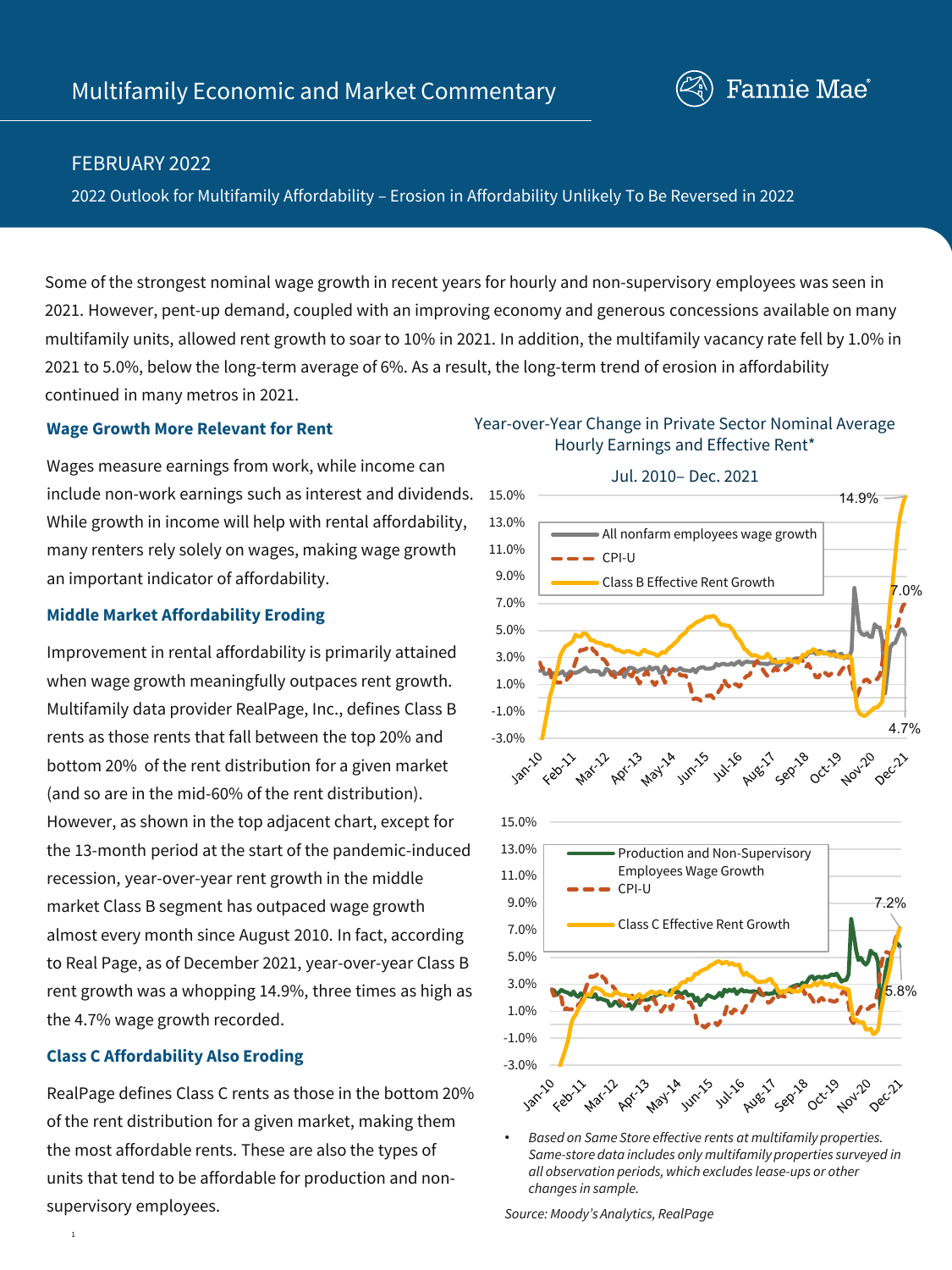# Multifamily Economic and Market Commentary

## FEBRUARY 2022

2022 Outlook for Multifamily Affordability – Erosion in Affordability Unlikely To Be Reversed in 2022

Some of the strongest nominal wage growth in recent years for hourly and non-supervisory employees was seen in 2021. However, pent-up demand, coupled with an improving economy and generous concessions available on many multifamily units, allowed rent growth to soar to 10% in 2021. In addition, the multifamily vacancy rate fell by 1.0% in 2021 to 5.0%, below the long-term average of 6%. As a result, the long-term trend of erosion in affordability continued in many metros in 2021.

### Wage Growth More Relevant for Rent

Wages measure earnings from work, while income can include non-work earnings such as interest and dividends. While growth in income will help with rental affordability, many renters rely solely on wages, making wage growth an important indicator of affordability.

### Middle Market Affordability Eroding

Improvement in rental affordability is primarily attained when wage growth meaningfully outpaces rent growth. Multifamily data provider RealPage, Inc., defines Class B rents as those rents that fall between the top 20% and bottom 20% of the rent distribution for a given market (and so are in the mid-60% of the rent distribution). However, as shown in the top adjacent chart, except for the 13-month period at the start of the pandemic-induced recession, year-over-year rent growth in the middle market Class B segment has outpaced wage growth almost every month since August 2010. In fact, according to Real Page, as of December 2021, year-over-year Class B rent growth was a whopping 14.9%, three times as high as the 4.7% wage growth recorded.

### Class C Affordability Also Eroding

RealPage defines Class C rents as those in the bottom 20% of the rent distribution for a given market, making them the most affordable rents. These are also the types of units that tend to be affordable for production and non-supervisory employees.

Year-over-Year Change in Private Sector Nominal Average Hourly Earnings and Effective Rent*

Jul. 2010– Dec. 2021

- *Based on Same Store effective rents at multifamily properties. Same-store data includes only multifamily properties surveyed in all observation periods, which excludes lease-ups or other changes in sample.*

*Source: Moody's Analytics, RealPage*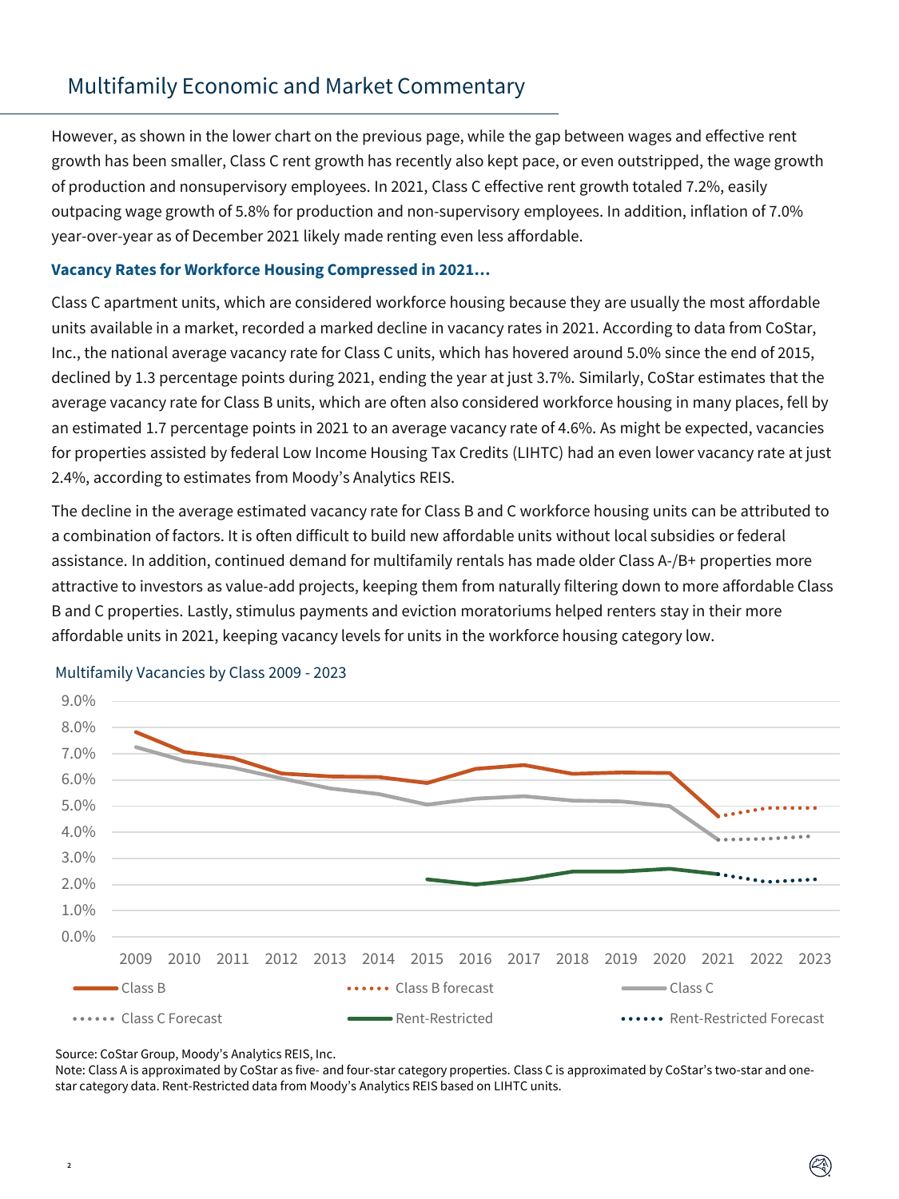## Multifamily Economic and Market Commentary

However, as shown in the lower chart on the previous page, while the gap between wages and effective rent growth has been smaller, Class C rent growth has recently also kept pace, or even outstripped, the wage growth of production and nonsupervisory employees. In 2021, Class C effective rent growth totaled 7.2%, easily outpacing wage growth of 5.8% for production and non-supervisory employees. In addition, inflation of 7.0% year-over-year as of December 2021 likely made renting even less affordable.

### Vacancy Rates for Workforce Housing Compressed in 2021…

Class C apartment units, which are considered workforce housing because they are usually the most affordable units available in a market, recorded a marked decline in vacancy rates in 2021. According to data from CoStar, Inc., the national average vacancy rate for Class C units, which has hovered around 5.0% since the end of 2015, declined by 1.3 percentage points during 2021, ending the year at just 3.7%. Similarly, CoStar estimates that the average vacancy rate for Class B units, which are often also considered workforce housing in many places, fell by an estimated 1.7 percentage points in 2021 to an average vacancy rate of 4.6%. As might be expected, vacancies for properties assisted by federal Low Income Housing Tax Credits (LIHTC) had an even lower vacancy rate at just 2.4%, according to estimates from Moody's Analytics REIS.

The decline in the average estimated vacancy rate for Class B and C workforce housing units can be attributed to a combination of factors. It is often difficult to build new affordable units without local subsidies or federal assistance. In addition, continued demand for multifamily rentals has made older Class A-/B+ properties more attractive to investors as value-add projects, keeping them from naturally filtering down to more affordable Class B and C properties. Lastly, stimulus payments and eviction moratoriums helped renters stay in their more affordable units in 2021, keeping vacancy levels for units in the workforce housing category low.

Multifamily Vacancies by Class 2009 - 2023

Source: CoStar Group, Moody's Analytics REIS, Inc.

Note: Class A is approximated by CoStar as five- and four-star category properties. Class C is approximated by CoStar's two-star and one-star category data. Rent-Restricted data from Moody's Analytics REIS based on LIHTC units.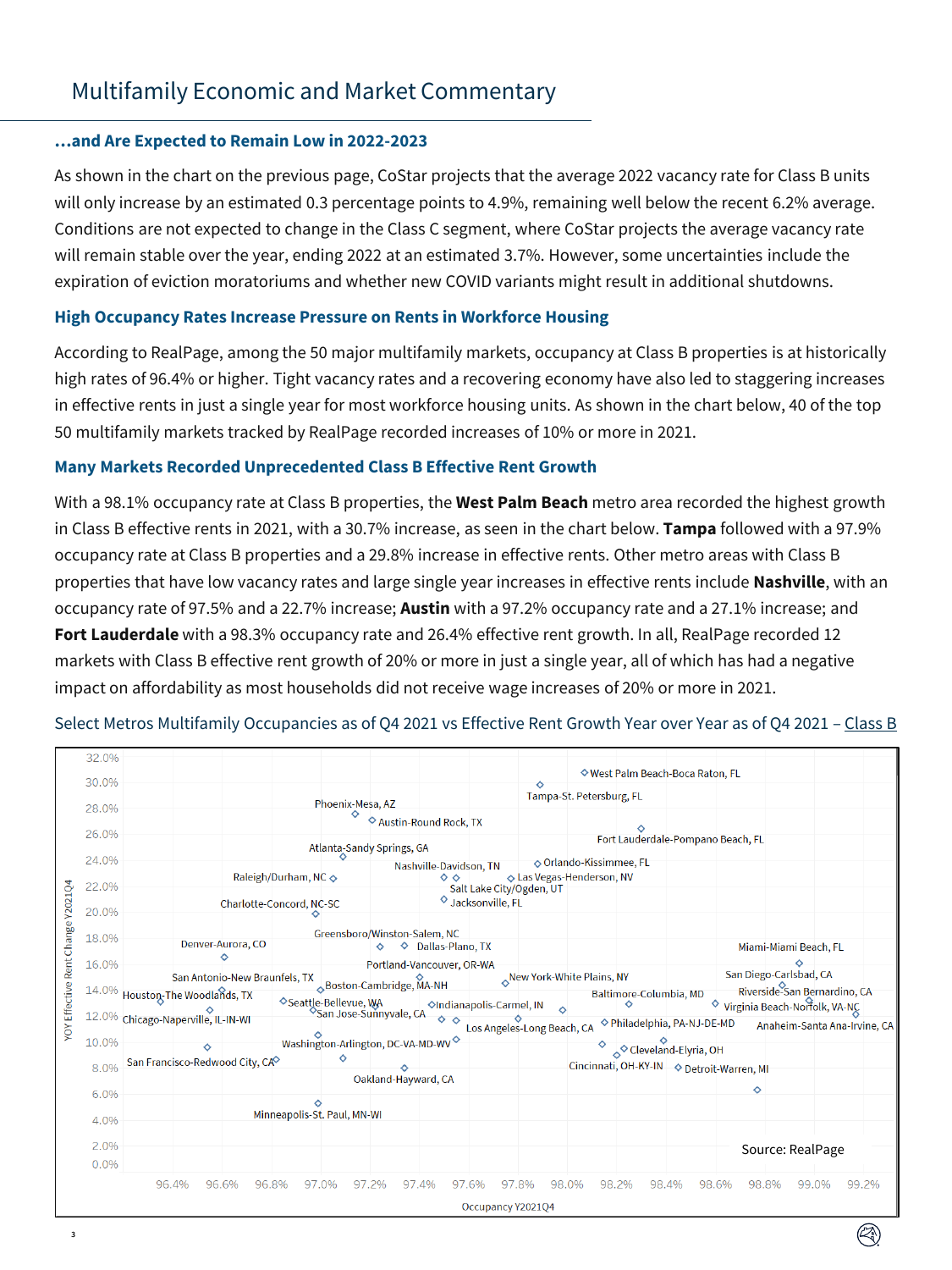### …and Are Expected to Remain Low in 2022-2023

As shown in the chart on the previous page, CoStar projects that the average 2022 vacancy rate for Class B units will only increase by an estimated 0.3 percentage points to 4.9%, remaining well below the recent 6.2% average. Conditions are not expected to change in the Class C segment, where CoStar projects the average vacancy rate will remain stable over the year, ending 2022 at an estimated 3.7%. However, some uncertainties include the expiration of eviction moratoriums and whether new COVID variants might result in additional shutdowns.

### High Occupancy Rates Increase Pressure on Rents in Workforce Housing

According to RealPage, among the 50 major multifamily markets, occupancy at Class B properties is at historically high rates of 96.4% or higher. Tight vacancy rates and a recovering economy have also led to staggering increases in effective rents in just a single year for most workforce housing units. As shown in the chart below, 40 of the top 50 multifamily markets tracked by RealPage recorded increases of 10% or more in 2021.

### Many Markets Recorded Unprecedented Class B Effective Rent Growth

With a 98.1% occupancy rate at Class B properties, the **West Palm Beach** metro area recorded the highest growth in Class B effective rents in 2021, with a 30.7% increase, as seen in the chart below. **Tampa** followed with a 97.9% occupancy rate at Class B properties and a 29.8% increase in effective rents. Other metro areas with Class B properties that have low vacancy rates and large single year increases in effective rents include **Nashville**, with an occupancy rate of 97.5% and a 22.7% increase; **Austin** with a 97.2% occupancy rate and a 27.1% increase; and **Fort Lauderdale** with a 98.3% occupancy rate and 26.4% effective rent growth. In all, RealPage recorded 12 markets with Class B effective rent growth of 20% or more in just a single year, all of which has had a negative impact on affordability as most households did not receive wage increases of 20% or more in 2021.

Select Metros Multifamily Occupancies as of Q4 2021 vs Effective Rent Growth Year over Year as of Q4 2021 – Class B

Source: RealPage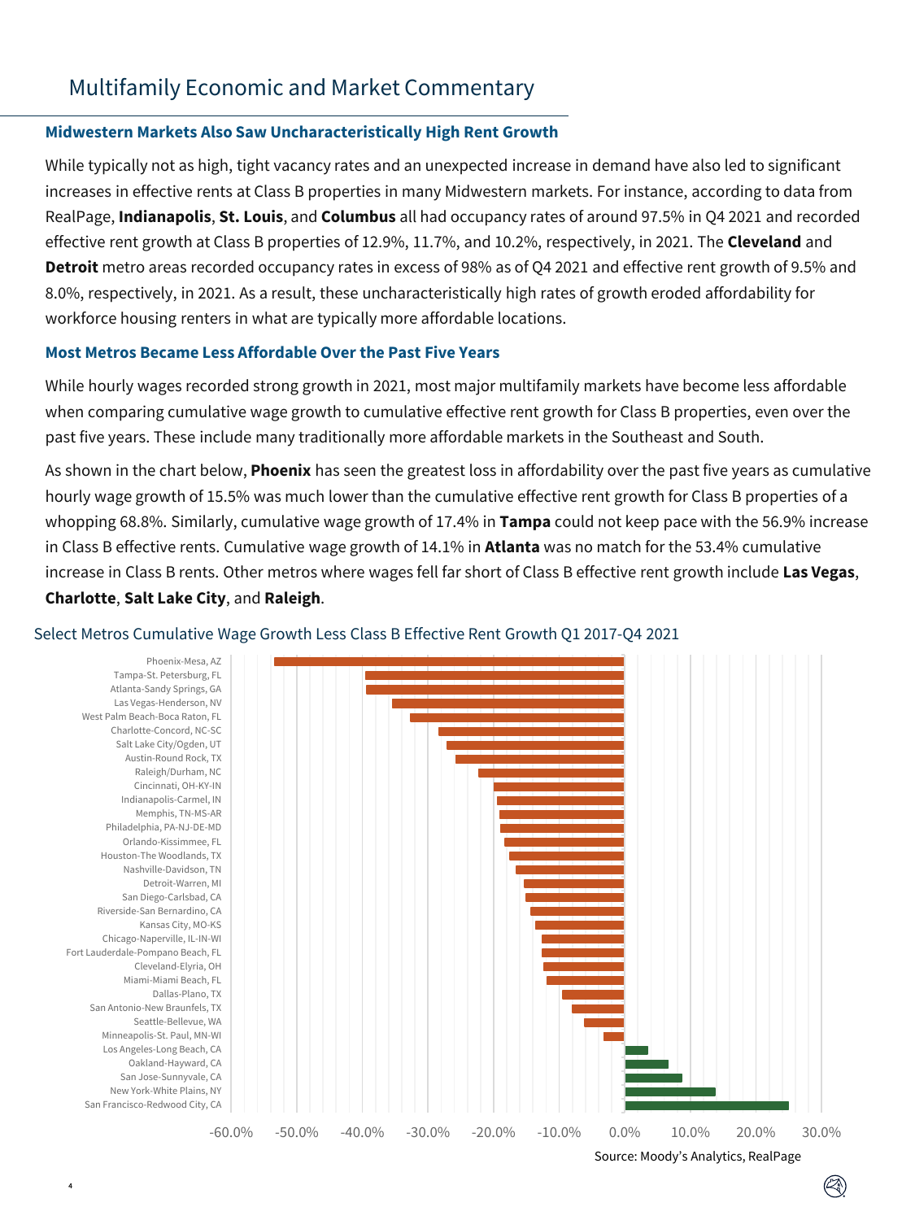## Multifamily Economic and Market Commentary

### Midwestern Markets Also Saw Uncharacteristically High Rent Growth

While typically not as high, tight vacancy rates and an unexpected increase in demand have also led to significant increases in effective rents at Class B properties in many Midwestern markets. For instance, according to data from RealPage, **Indianapolis**, **St. Louis**, and **Columbus** all had occupancy rates of around 97.5% in Q4 2021 and recorded effective rent growth at Class B properties of 12.9%, 11.7%, and 10.2%, respectively, in 2021. The **Cleveland** and **Detroit** metro areas recorded occupancy rates in excess of 98% as of Q4 2021 and effective rent growth of 9.5% and 8.0%, respectively, in 2021. As a result, these uncharacteristically high rates of growth eroded affordability for workforce housing renters in what are typically more affordable locations.

### Most Metros Became Less Affordable Over the Past Five Years

While hourly wages recorded strong growth in 2021, most major multifamily markets have become less affordable when comparing cumulative wage growth to cumulative effective rent growth for Class B properties, even over the past five years. These include many traditionally more affordable markets in the Southeast and South.

As shown in the chart below, **Phoenix** has seen the greatest loss in affordability over the past five years as cumulative hourly wage growth of 15.5% was much lower than the cumulative effective rent growth for Class B properties of a whopping 68.8%. Similarly, cumulative wage growth of 17.4% in **Tampa** could not keep pace with the 56.9% increase in Class B effective rents. Cumulative wage growth of 14.1% in **Atlanta** was no match for the 53.4% cumulative increase in Class B rents. Other metros where wages fell far short of Class B effective rent growth include **Las Vegas**, **Charlotte**, **Salt Lake City**, and **Raleigh**.

Select Metros Cumulative Wage Growth Less Class B Effective Rent Growth Q1 2017-Q4 2021

Source: Moody's Analytics, RealPage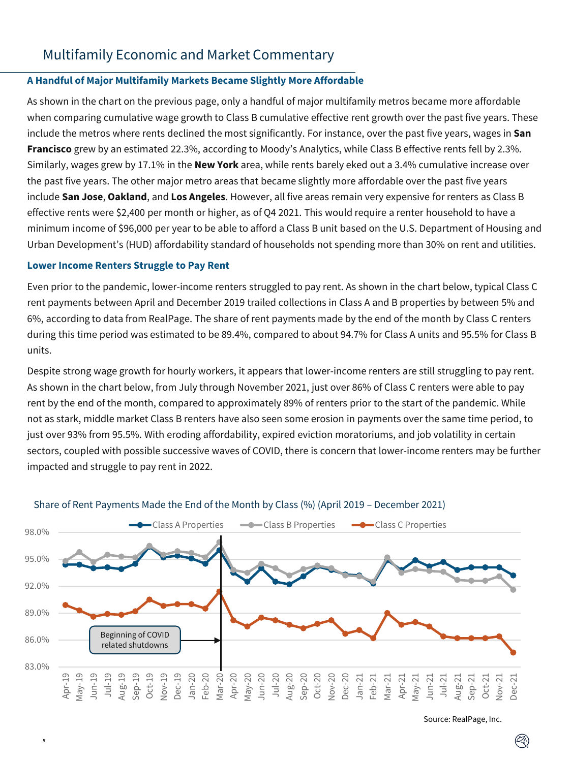# Multifamily Economic and Market Commentary

### A Handful of Major Multifamily Markets Became Slightly More Affordable

As shown in the chart on the previous page, only a handful of major multifamily metros became more affordable when comparing cumulative wage growth to Class B cumulative effective rent growth over the past five years. These include the metros where rents declined the most significantly. For instance, over the past five years, wages in **San Francisco** grew by an estimated 22.3%, according to Moody's Analytics, while Class B effective rents fell by 2.3%. Similarly, wages grew by 17.1% in the **New York** area, while rents barely eked out a 3.4% cumulative increase over the past five years. The other major metro areas that became slightly more affordable over the past five years include **San Jose**, **Oakland**, and **Los Angeles**. However, all five areas remain very expensive for renters as Class B effective rents were $2,400 per month or higher, as of Q4 2021. This would require a renter household to have a minimum income of $96,000 per year to be able to afford a Class B unit based on the U.S. Department of Housing and Urban Development's (HUD) affordability standard of households not spending more than 30% on rent and utilities.

### Lower Income Renters Struggle to Pay Rent

Even prior to the pandemic, lower-income renters struggled to pay rent. As shown in the chart below, typical Class C rent payments between April and December 2019 trailed collections in Class A and B properties by between 5% and 6%, according to data from RealPage. The share of rent payments made by the end of the month by Class C renters during this time period was estimated to be 89.4%, compared to about 94.7% for Class A units and 95.5% for Class B units.

Despite strong wage growth for hourly workers, it appears that lower-income renters are still struggling to pay rent. As shown in the chart below, from July through November 2021, just over 86% of Class C renters were able to pay rent by the end of the month, compared to approximately 89% of renters prior to the start of the pandemic. While not as stark, middle market Class B renters have also seen some erosion in payments over the same time period, to just over 93% from 95.5%. With eroding affordability, expired eviction moratoriums, and job volatility in certain sectors, coupled with possible successive waves of COVID, there is concern that lower-income renters may be further impacted and struggle to pay rent in 2022.

Share of Rent Payments Made the End of the Month by Class (%) (April 2019 – December 2021)

Class A Properties · Class B Properties · Class C Properties

Beginning of COVID related shutdowns

Source: RealPage, Inc.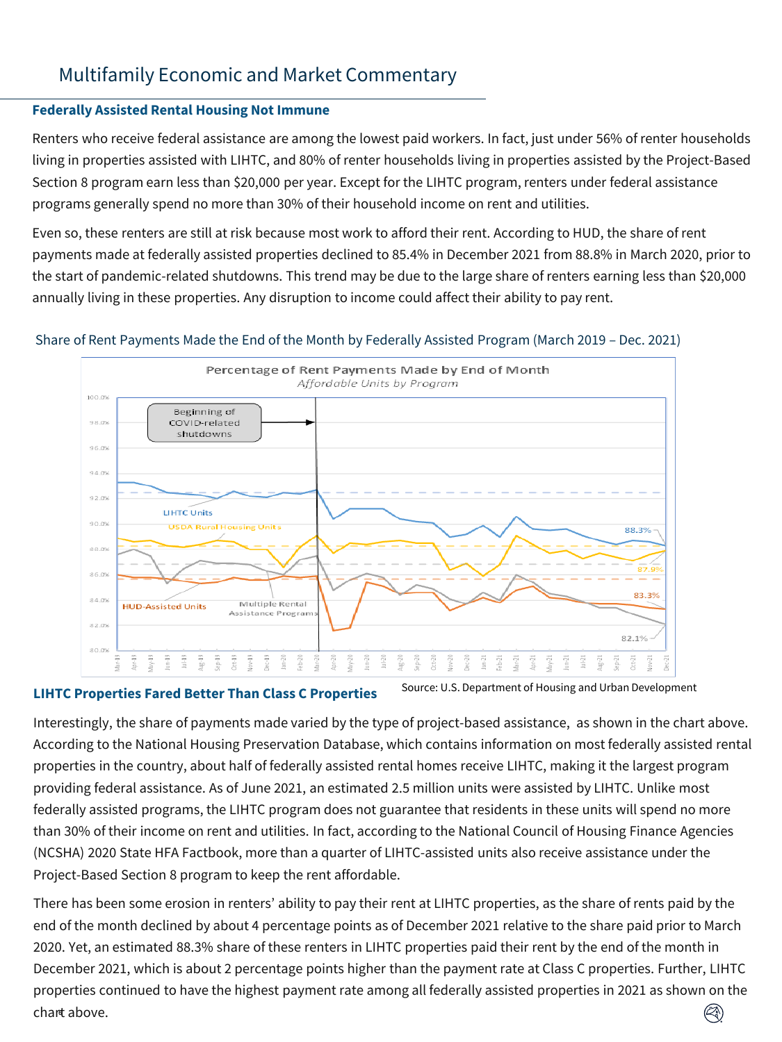# Multifamily Economic and Market Commentary

## Federally Assisted Rental Housing Not Immune

Renters who receive federal assistance are among the lowest paid workers. In fact, just under 56% of renter households living in properties assisted with LIHTC, and 80% of renter households living in properties assisted by the Project-Based Section 8 program earn less than $20,000 per year. Except for the LIHTC program, renters under federal assistance programs generally spend no more than 30% of their household income on rent and utilities.

Even so, these renters are still at risk because most work to afford their rent. According to HUD, the share of rent payments made at federally assisted properties declined to 85.4% in December 2021 from 88.8% in March 2020, prior to the start of pandemic-related shutdowns. This trend may be due to the large share of renters earning less than $20,000 annually living in these properties. Any disruption to income could affect their ability to pay rent.

Share of Rent Payments Made the End of the Month by Federally Assisted Program (March 2019 – Dec. 2021)

Source: U.S. Department of Housing and Urban Development

## LIHTC Properties Fared Better Than Class C Properties

Interestingly, the share of payments made varied by the type of project-based assistance, as shown in the chart above. According to the National Housing Preservation Database, which contains information on most federally assisted rental properties in the country, about half of federally assisted rental homes receive LIHTC, making it the largest program providing federal assistance. As of June 2021, an estimated 2.5 million units were assisted by LIHTC. Unlike most federally assisted programs, the LIHTC program does not guarantee that residents in these units will spend no more than 30% of their income on rent and utilities. In fact, according to the National Council of Housing Finance Agencies (NCSHA) 2020 State HFA Factbook, more than a quarter of LIHTC-assisted units also receive assistance under the Project-Based Section 8 program to keep the rent affordable.

There has been some erosion in renters' ability to pay their rent at LIHTC properties, as the share of rents paid by the end of the month declined by about 4 percentage points as of December 2021 relative to the share paid prior to March 2020. Yet, an estimated 88.3% share of these renters in LIHTC properties paid their rent by the end of the month in December 2021, which is about 2 percentage points higher than the payment rate at Class C properties. Further, LIHTC properties continued to have the highest payment rate among all federally assisted properties in 2021 as shown on the chart above.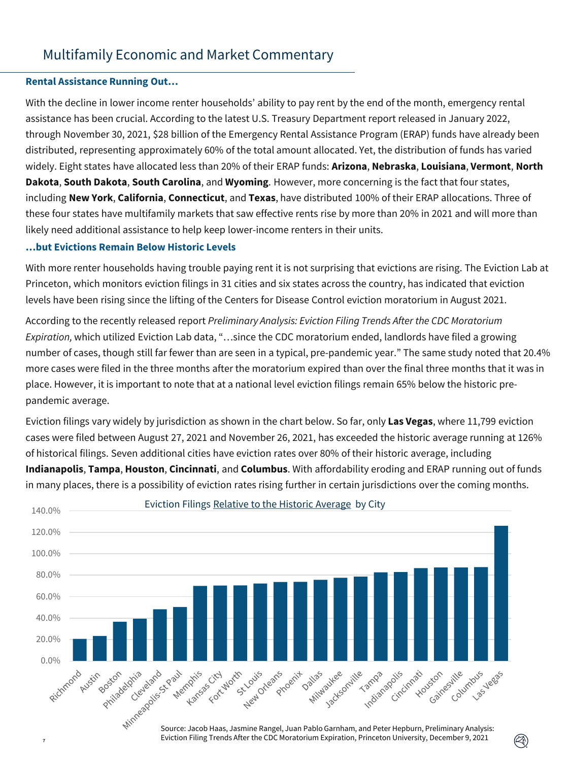# Multifamily Economic and Market Commentary

### Rental Assistance Running Out…

With the decline in lower income renter households' ability to pay rent by the end of the month, emergency rental assistance has been crucial. According to the latest U.S. Treasury Department report released in January 2022, through November 30, 2021, $28 billion of the Emergency Rental Assistance Program (ERAP) funds have already been distributed, representing approximately 60% of the total amount allocated. Yet, the distribution of funds has varied widely. Eight states have allocated less than 20% of their ERAP funds: **Arizona**, **Nebraska**, **Louisiana**, **Vermont**, **North Dakota**, **South Dakota**, **South Carolina**, and **Wyoming**. However, more concerning is the fact that four states, including **New York**, **California**, **Connecticut**, and **Texas**, have distributed 100% of their ERAP allocations. Three of these four states have multifamily markets that saw effective rents rise by more than 20% in 2021 and will more than likely need additional assistance to help keep lower-income renters in their units.

### …but Evictions Remain Below Historic Levels

With more renter households having trouble paying rent it is not surprising that evictions are rising. The Eviction Lab at Princeton, which monitors eviction filings in 31 cities and six states across the country, has indicated that eviction levels have been rising since the lifting of the Centers for Disease Control eviction moratorium in August 2021.

According to the recently released report *Preliminary Analysis: Eviction Filing Trends After the CDC Moratorium Expiration,* which utilized Eviction Lab data, "…since the CDC moratorium ended, landlords have filed a growing number of cases, though still far fewer than are seen in a typical, pre-pandemic year." The same study noted that 20.4% more cases were filed in the three months after the moratorium expired than over the final three months that it was in place. However, it is important to note that at a national level eviction filings remain 65% below the historic pre-pandemic average.

Eviction filings vary widely by jurisdiction as shown in the chart below. So far, only **Las Vegas**, where 11,799 eviction cases were filed between August 27, 2021 and November 26, 2021, has exceeded the historic average running at 126% of historical filings. Seven additional cities have eviction rates over 80% of their historic average, including **Indianapolis**, **Tampa**, **Houston**, **Cincinnati**, and **Columbus**. With affordability eroding and ERAP running out of funds in many places, there is a possibility of eviction rates rising further in certain jurisdictions over the coming months.

Eviction Filings Relative to the Historic Average by City

| City | Relative to Historic Average (approx.) |
|---|---|
| Richmond | 20.5% |
| Austin | 23.3% |
| Boston | 36.5% |
| Philadelphia | 39.4% |
| Cleveland | 48.2% |
| Minneapolis-St Paul | 50.2% |
| Memphis | 69.8% |
| Kansas City | 70.1% |
| Fort Worth | 70.3% |
| St Louis | 72.1% |
| New Orleans | 73.5% |
| Phoenix | 73.6% |
| Dallas | 75.6% |
| Milwaukee | 77.4% |
| Jacksonville | 78.6% |
| Tampa | 82.4% |
| Indianapolis | 82.8% |
| Cincinnati | 86.4% |
| Houston | 87.0% |
| Gainesville | 87.1% |
| Columbus | 87.3% |
| Las Vegas | 126.0% |

Source: Jacob Haas, Jasmine Rangel, Juan Pablo Garnham, and Peter Hepburn, Preliminary Analysis: Eviction Filing Trends After the CDC Moratorium Expiration, Princeton University, December 9, 2021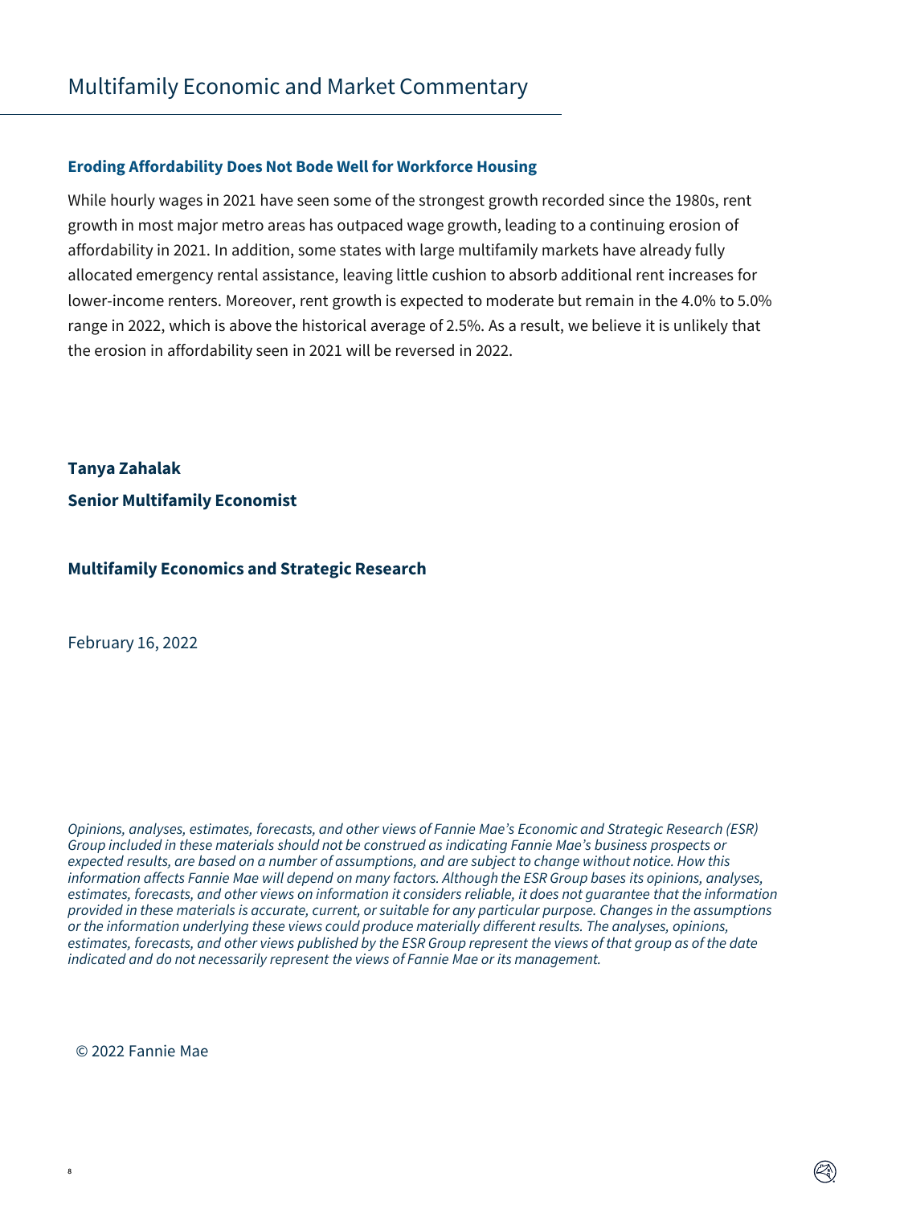### Eroding Affordability Does Not Bode Well for Workforce Housing

While hourly wages in 2021 have seen some of the strongest growth recorded since the 1980s, rent growth in most major metro areas has outpaced wage growth, leading to a continuing erosion of affordability in 2021. In addition, some states with large multifamily markets have already fully allocated emergency rental assistance, leaving little cushion to absorb additional rent increases for lower-income renters. Moreover, rent growth is expected to moderate but remain in the 4.0% to 5.0% range in 2022, which is above the historical average of 2.5%. As a result, we believe it is unlikely that the erosion in affordability seen in 2021 will be reversed in 2022.

**Tanya Zahalak**

**Senior Multifamily Economist**

**Multifamily Economics and Strategic Research**

February 16, 2022

*Opinions, analyses, estimates, forecasts, and other views of Fannie Mae's Economic and Strategic Research (ESR) Group included in these materials should not be construed as indicating Fannie Mae's business prospects or expected results, are based on a number of assumptions, and are subject to change without notice. How this information affects Fannie Mae will depend on many factors. Although the ESR Group bases its opinions, analyses, estimates, forecasts, and other views on information it considers reliable, it does not guarantee that the information provided in these materials is accurate, current, or suitable for any particular purpose. Changes in the assumptions or the information underlying these views could produce materially different results. The analyses, opinions, estimates, forecasts, and other views published by the ESR Group represent the views of that group as of the date indicated and do not necessarily represent the views of Fannie Mae or its management.*

© 2022 Fannie Mae